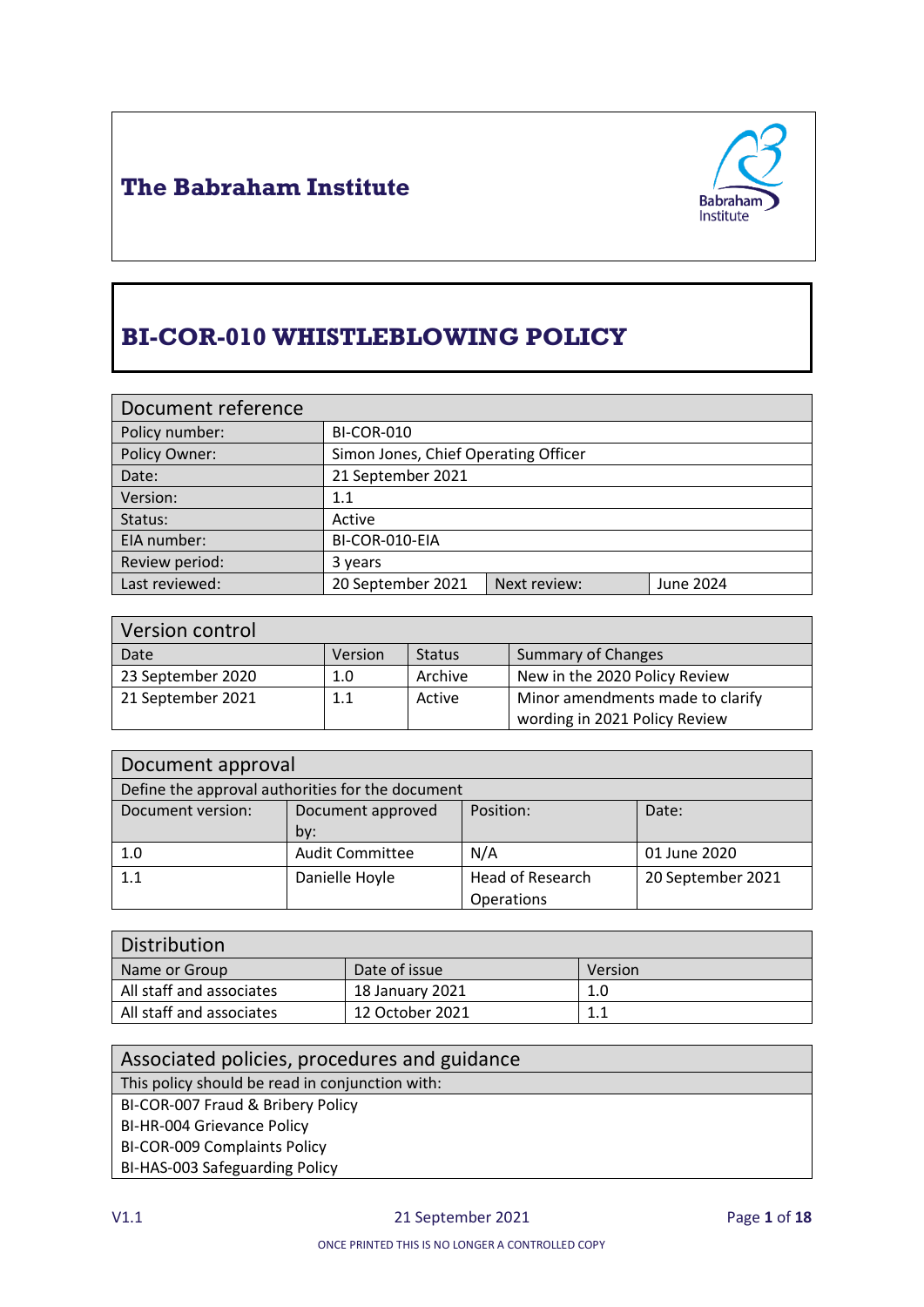# The Babraham Institute

# BI-COR-010 WHISTLEBLOWING POLICY

| Document reference | | | |
|---|---|---|---|
| Policy number: | BI-COR-010 | | |
| Policy Owner: | Simon Jones, Chief Operating Officer | | |
| Date: | 21 September 2021 | | |
| Version: | 1.1 | | |
| Status: | Active | | |
| EIA number: | BI-COR-010-EIA | | |
| Review period: | 3 years | | |
| Last reviewed: | 20 September 2021 | Next review: | June 2024 |

| Version control | | | |
|---|---|---|---|
| Date | Version | Status | Summary of Changes |
| 23 September 2020 | 1.0 | Archive | New in the 2020 Policy Review |
| 21 September 2021 | 1.1 | Active | Minor amendments made to clarify wording in 2021 Policy Review |

| Document approval | | | |
|---|---|---|---|
| Define the approval authorities for the document | | | |
| Document version: | Document approved by: | Position: | Date: |
| 1.0 | Audit Committee | N/A | 01 June 2020 |
| 1.1 | Danielle Hoyle | Head of Research Operations | 20 September 2021 |

| Distribution | | |
|---|---|---|
| Name or Group | Date of issue | Version |
| All staff and associates | 18 January 2021 | 1.0 |
| All staff and associates | 12 October 2021 | 1.1 |

| Associated policies, procedures and guidance |
|---|
| This policy should be read in conjunction with: |
| BI-COR-007 Fraud & Bribery Policy |
| BI-HR-004 Grievance Policy |
| BI-COR-009 Complaints Policy |
| BI-HAS-003 Safeguarding Policy |

ONCE PRINTED THIS IS NO LONGER A CONTROLLED COPY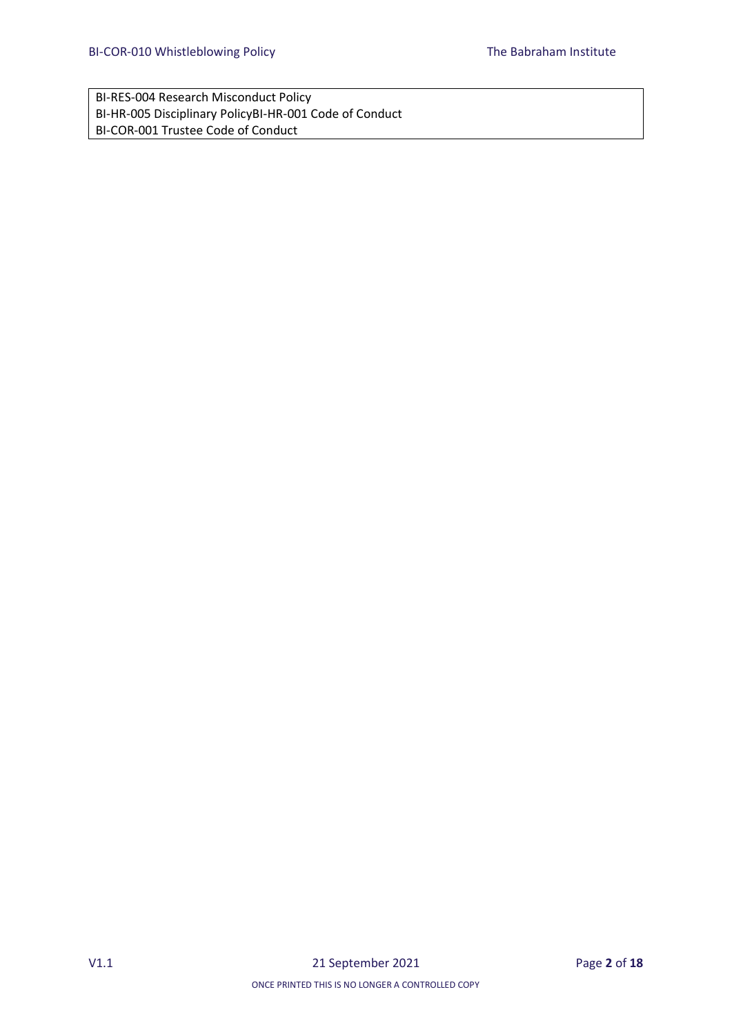| BI-RES-004 Research Misconduct Policy<br>BI-HR-005 Disciplinary PolicyBI-HR-001 Code of Conduct<br>BI-COR-001 Trustee Code of Conduct |
|---|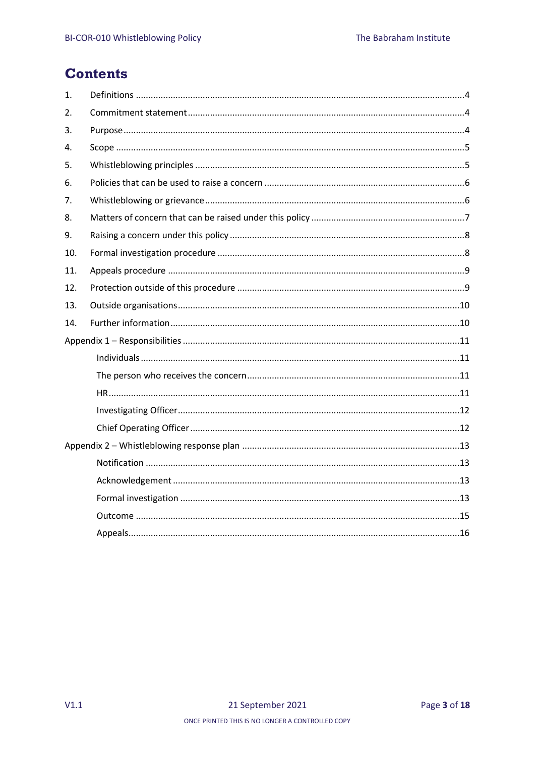# Contents

1. Definitions ... 4
2. Commitment statement ... 4
3. Purpose ... 4
4. Scope ... 5
5. Whistleblowing principles ... 5
6. Policies that can be used to raise a concern ... 6
7. Whistleblowing or grievance ... 6
8. Matters of concern that can be raised under this policy ... 7
9. Raising a concern under this policy ... 8
10. Formal investigation procedure ... 8
11. Appeals procedure ... 9
12. Protection outside of this procedure ... 9
13. Outside organisations ... 10
14. Further information ... 10

Appendix 1 – Responsibilities ... 11
- Individuals ... 11
- The person who receives the concern ... 11
- HR ... 11
- Investigating Officer ... 12
- Chief Operating Officer ... 12

Appendix 2 – Whistleblowing response plan ... 13
- Notification ... 13
- Acknowledgement ... 13
- Formal investigation ... 13
- Outcome ... 15
- Appeals ... 16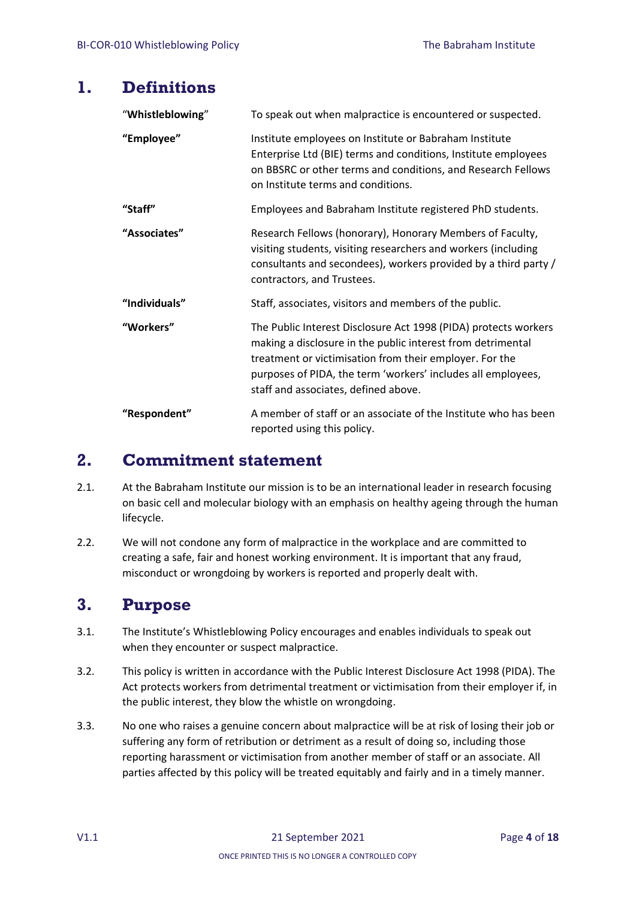# 1. Definitions

| | |
|---|---|
| "**Whistleblowing**" | To speak out when malpractice is encountered or suspected. |
| **"Employee"** | Institute employees on Institute or Babraham Institute Enterprise Ltd (BIE) terms and conditions, Institute employees on BBSRC or other terms and conditions, and Research Fellows on Institute terms and conditions. |
| **"Staff"** | Employees and Babraham Institute registered PhD students. |
| **"Associates"** | Research Fellows (honorary), Honorary Members of Faculty, visiting students, visiting researchers and workers (including consultants and secondees), workers provided by a third party / contractors, and Trustees. |
| **"Individuals"** | Staff, associates, visitors and members of the public. |
| **"Workers"** | The Public Interest Disclosure Act 1998 (PIDA) protects workers making a disclosure in the public interest from detrimental treatment or victimisation from their employer. For the purposes of PIDA, the term 'workers' includes all employees, staff and associates, defined above. |
| **"Respondent"** | A member of staff or an associate of the Institute who has been reported using this policy. |

# 2. Commitment statement

2.1. At the Babraham Institute our mission is to be an international leader in research focusing on basic cell and molecular biology with an emphasis on healthy ageing through the human lifecycle.

2.2. We will not condone any form of malpractice in the workplace and are committed to creating a safe, fair and honest working environment. It is important that any fraud, misconduct or wrongdoing by workers is reported and properly dealt with.

# 3. Purpose

3.1. The Institute's Whistleblowing Policy encourages and enables individuals to speak out when they encounter or suspect malpractice.

3.2. This policy is written in accordance with the Public Interest Disclosure Act 1998 (PIDA). The Act protects workers from detrimental treatment or victimisation from their employer if, in the public interest, they blow the whistle on wrongdoing.

3.3. No one who raises a genuine concern about malpractice will be at risk of losing their job or suffering any form of retribution or detriment as a result of doing so, including those reporting harassment or victimisation from another member of staff or an associate. All parties affected by this policy will be treated equitably and fairly and in a timely manner.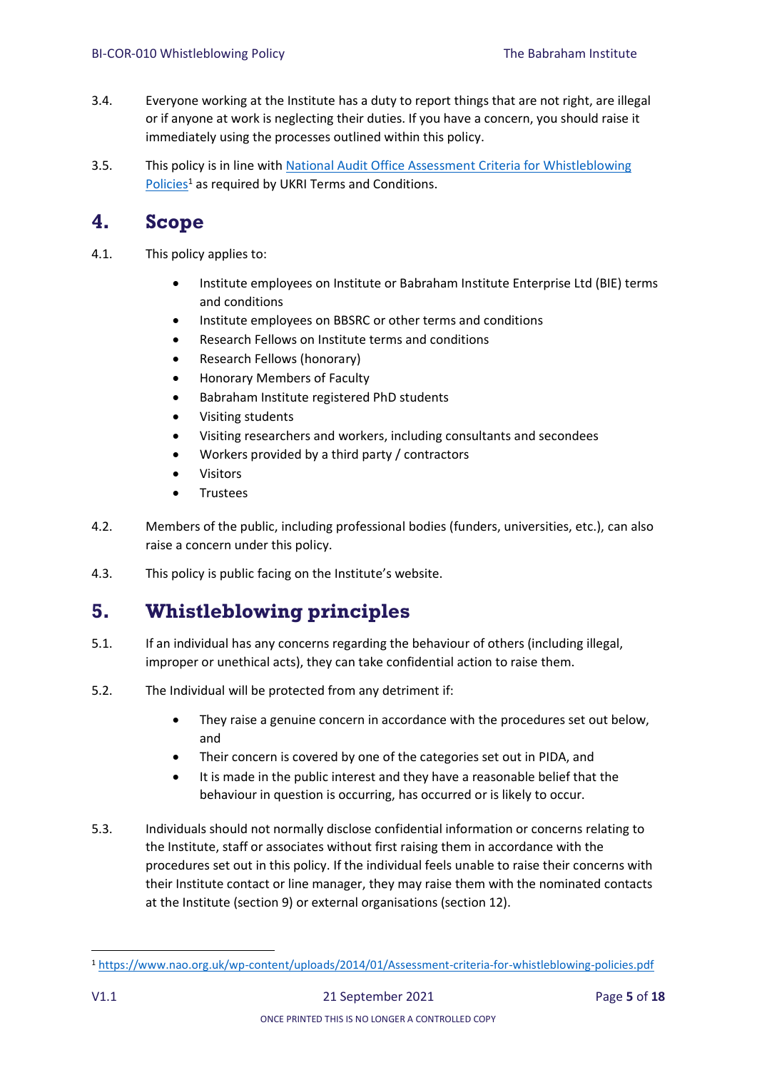3.4. Everyone working at the Institute has a duty to report things that are not right, are illegal or if anyone at work is neglecting their duties. If you have a concern, you should raise it immediately using the processes outlined within this policy.

3.5. This policy is in line with [National Audit Office Assessment Criteria for Whistleblowing Policies](https://www.nao.org.uk/wp-content/uploads/2014/01/Assessment-criteria-for-whistleblowing-policies.pdf)[1] as required by UKRI Terms and Conditions.

## 4. Scope

4.1. This policy applies to:

- Institute employees on Institute or Babraham Institute Enterprise Ltd (BIE) terms and conditions
- Institute employees on BBSRC or other terms and conditions
- Research Fellows on Institute terms and conditions
- Research Fellows (honorary)
- Honorary Members of Faculty
- Babraham Institute registered PhD students
- Visiting students
- Visiting researchers and workers, including consultants and secondees
- Workers provided by a third party / contractors
- Visitors
- Trustees

4.2. Members of the public, including professional bodies (funders, universities, etc.), can also raise a concern under this policy.

4.3. This policy is public facing on the Institute's website.

## 5. Whistleblowing principles

5.1. If an individual has any concerns regarding the behaviour of others (including illegal, improper or unethical acts), they can take confidential action to raise them.

5.2. The Individual will be protected from any detriment if:

- They raise a genuine concern in accordance with the procedures set out below, and
- Their concern is covered by one of the categories set out in PIDA, and
- It is made in the public interest and they have a reasonable belief that the behaviour in question is occurring, has occurred or is likely to occur.

5.3. Individuals should not normally disclose confidential information or concerns relating to the Institute, staff or associates without first raising them in accordance with the procedures set out in this policy. If the individual feels unable to raise their concerns with their Institute contact or line manager, they may raise them with the nominated contacts at the Institute (section 9) or external organisations (section 12).

[1] https://www.nao.org.uk/wp-content/uploads/2014/01/Assessment-criteria-for-whistleblowing-policies.pdf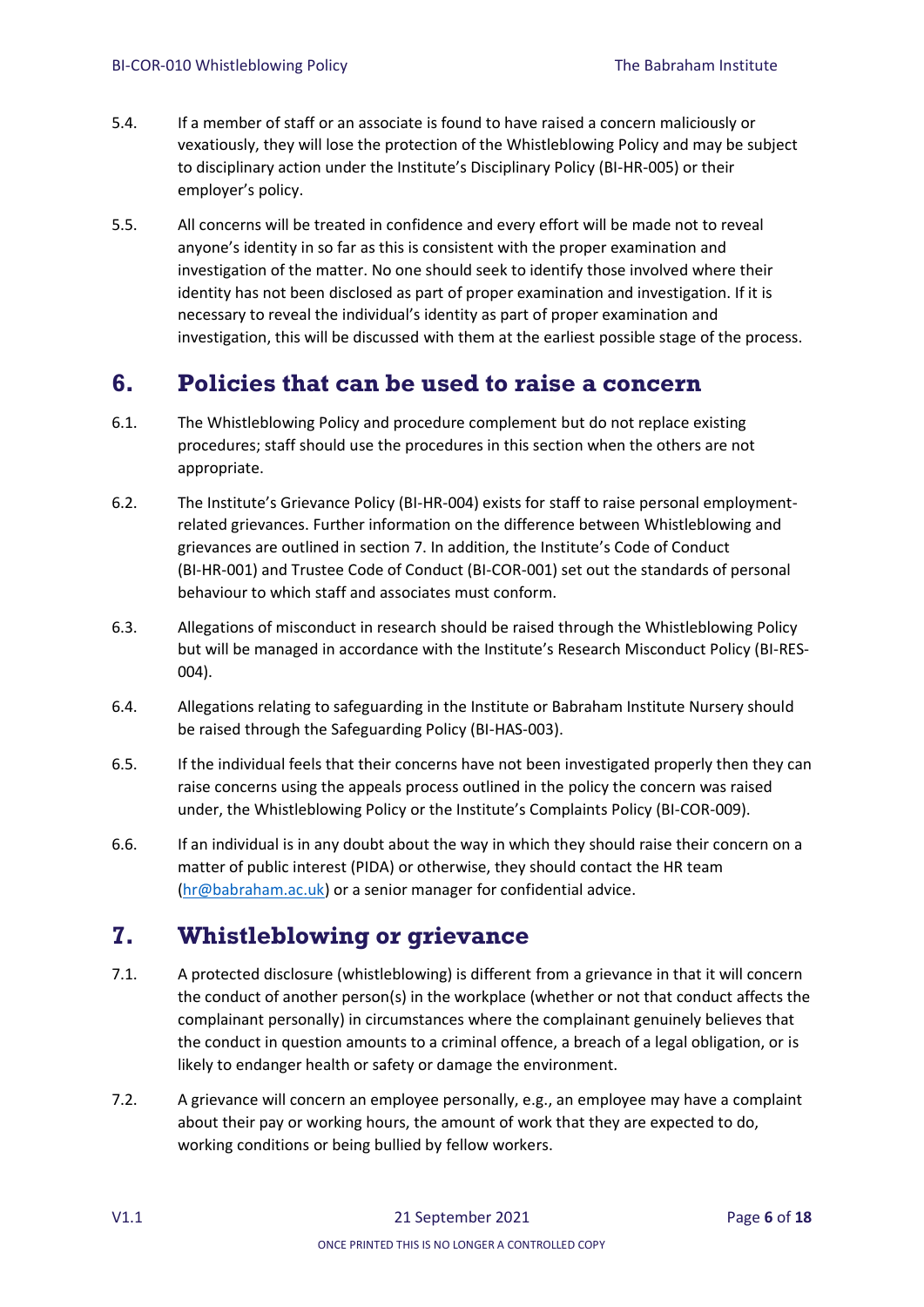5.4. If a member of staff or an associate is found to have raised a concern maliciously or vexatiously, they will lose the protection of the Whistleblowing Policy and may be subject to disciplinary action under the Institute's Disciplinary Policy (BI-HR-005) or their employer's policy.

5.5. All concerns will be treated in confidence and every effort will be made not to reveal anyone's identity in so far as this is consistent with the proper examination and investigation of the matter. No one should seek to identify those involved where their identity has not been disclosed as part of proper examination and investigation. If it is necessary to reveal the individual's identity as part of proper examination and investigation, this will be discussed with them at the earliest possible stage of the process.

## 6. Policies that can be used to raise a concern

6.1. The Whistleblowing Policy and procedure complement but do not replace existing procedures; staff should use the procedures in this section when the others are not appropriate.

6.2. The Institute's Grievance Policy (BI-HR-004) exists for staff to raise personal employment-related grievances. Further information on the difference between Whistleblowing and grievances are outlined in section 7. In addition, the Institute's Code of Conduct (BI-HR-001) and Trustee Code of Conduct (BI-COR-001) set out the standards of personal behaviour to which staff and associates must conform.

6.3. Allegations of misconduct in research should be raised through the Whistleblowing Policy but will be managed in accordance with the Institute's Research Misconduct Policy (BI-RES-004).

6.4. Allegations relating to safeguarding in the Institute or Babraham Institute Nursery should be raised through the Safeguarding Policy (BI-HAS-003).

6.5. If the individual feels that their concerns have not been investigated properly then they can raise concerns using the appeals process outlined in the policy the concern was raised under, the Whistleblowing Policy or the Institute's Complaints Policy (BI-COR-009).

6.6. If an individual is in any doubt about the way in which they should raise their concern on a matter of public interest (PIDA) or otherwise, they should contact the HR team (hr@babraham.ac.uk) or a senior manager for confidential advice.

## 7. Whistleblowing or grievance

7.1. A protected disclosure (whistleblowing) is different from a grievance in that it will concern the conduct of another person(s) in the workplace (whether or not that conduct affects the complainant personally) in circumstances where the complainant genuinely believes that the conduct in question amounts to a criminal offence, a breach of a legal obligation, or is likely to endanger health or safety or damage the environment.

7.2. A grievance will concern an employee personally, e.g., an employee may have a complaint about their pay or working hours, the amount of work that they are expected to do, working conditions or being bullied by fellow workers.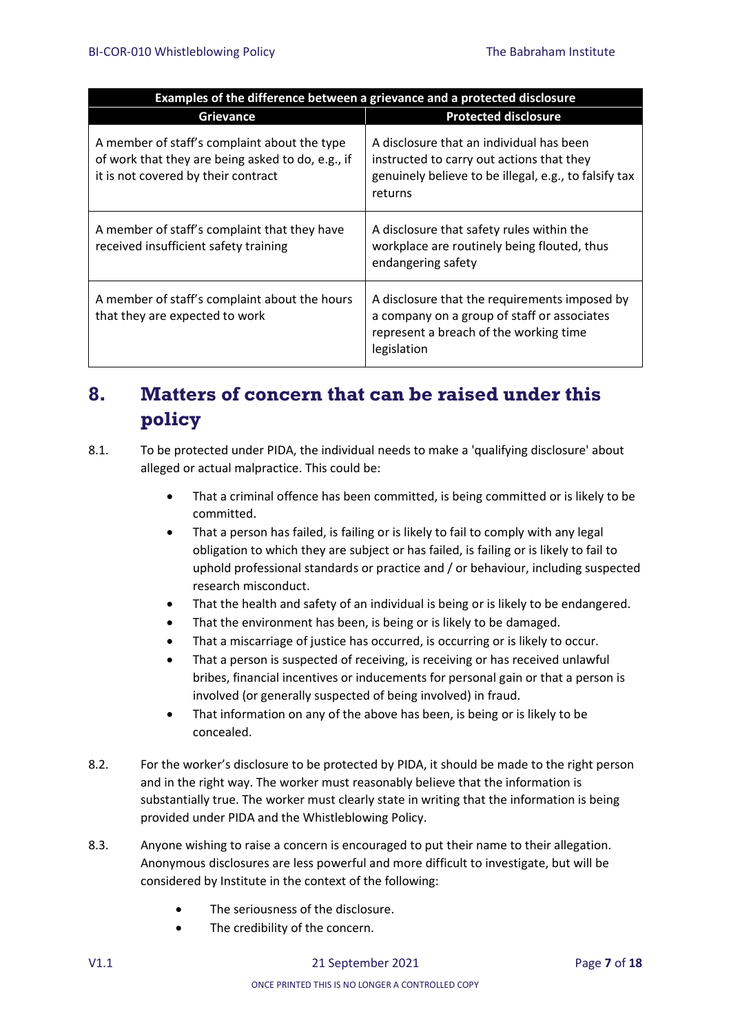| Examples of the difference between a grievance and a protected disclosure | |
|---|---|
| **Grievance** | **Protected disclosure** |
| A member of staff's complaint about the type of work that they are being asked to do, e.g., if it is not covered by their contract | A disclosure that an individual has been instructed to carry out actions that they genuinely believe to be illegal, e.g., to falsify tax returns |
| A member of staff's complaint that they have received insufficient safety training | A disclosure that safety rules within the workplace are routinely being flouted, thus endangering safety |
| A member of staff's complaint about the hours that they are expected to work | A disclosure that the requirements imposed by a company on a group of staff or associates represent a breach of the working time legislation |

# 8. Matters of concern that can be raised under this policy

8.1. To be protected under PIDA, the individual needs to make a 'qualifying disclosure' about alleged or actual malpractice. This could be:

- That a criminal offence has been committed, is being committed or is likely to be committed.
- That a person has failed, is failing or is likely to fail to comply with any legal obligation to which they are subject or has failed, is failing or is likely to fail to uphold professional standards or practice and / or behaviour, including suspected research misconduct.
- That the health and safety of an individual is being or is likely to be endangered.
- That the environment has been, is being or is likely to be damaged.
- That a miscarriage of justice has occurred, is occurring or is likely to occur.
- That a person is suspected of receiving, is receiving or has received unlawful bribes, financial incentives or inducements for personal gain or that a person is involved (or generally suspected of being involved) in fraud.
- That information on any of the above has been, is being or is likely to be concealed.

8.2. For the worker's disclosure to be protected by PIDA, it should be made to the right person and in the right way. The worker must reasonably believe that the information is substantially true. The worker must clearly state in writing that the information is being provided under PIDA and the Whistleblowing Policy.

8.3. Anyone wishing to raise a concern is encouraged to put their name to their allegation. Anonymous disclosures are less powerful and more difficult to investigate, but will be considered by Institute in the context of the following:

- The seriousness of the disclosure.
- The credibility of the concern.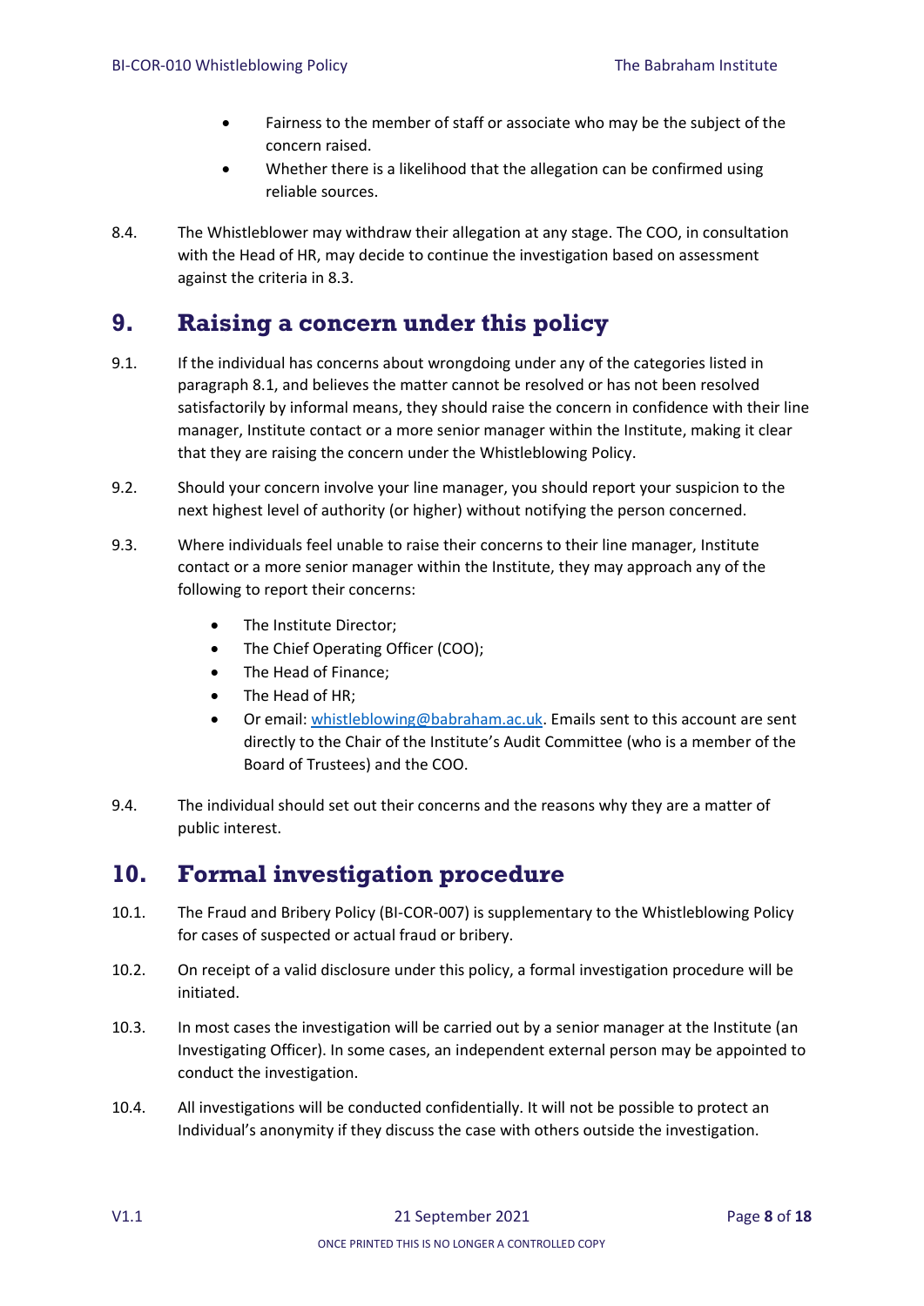- Fairness to the member of staff or associate who may be the subject of the concern raised.
- Whether there is a likelihood that the allegation can be confirmed using reliable sources.

8.4. The Whistleblower may withdraw their allegation at any stage. The COO, in consultation with the Head of HR, may decide to continue the investigation based on assessment against the criteria in 8.3.

## 9. Raising a concern under this policy

9.1. If the individual has concerns about wrongdoing under any of the categories listed in paragraph 8.1, and believes the matter cannot be resolved or has not been resolved satisfactorily by informal means, they should raise the concern in confidence with their line manager, Institute contact or a more senior manager within the Institute, making it clear that they are raising the concern under the Whistleblowing Policy.

9.2. Should your concern involve your line manager, you should report your suspicion to the next highest level of authority (or higher) without notifying the person concerned.

9.3. Where individuals feel unable to raise their concerns to their line manager, Institute contact or a more senior manager within the Institute, they may approach any of the following to report their concerns:

- The Institute Director;
- The Chief Operating Officer (COO);
- The Head of Finance;
- The Head of HR;
- Or email: whistleblowing@babraham.ac.uk. Emails sent to this account are sent directly to the Chair of the Institute's Audit Committee (who is a member of the Board of Trustees) and the COO.

9.4. The individual should set out their concerns and the reasons why they are a matter of public interest.

## 10. Formal investigation procedure

10.1. The Fraud and Bribery Policy (BI-COR-007) is supplementary to the Whistleblowing Policy for cases of suspected or actual fraud or bribery.

10.2. On receipt of a valid disclosure under this policy, a formal investigation procedure will be initiated.

10.3. In most cases the investigation will be carried out by a senior manager at the Institute (an Investigating Officer). In some cases, an independent external person may be appointed to conduct the investigation.

10.4. All investigations will be conducted confidentially. It will not be possible to protect an Individual's anonymity if they discuss the case with others outside the investigation.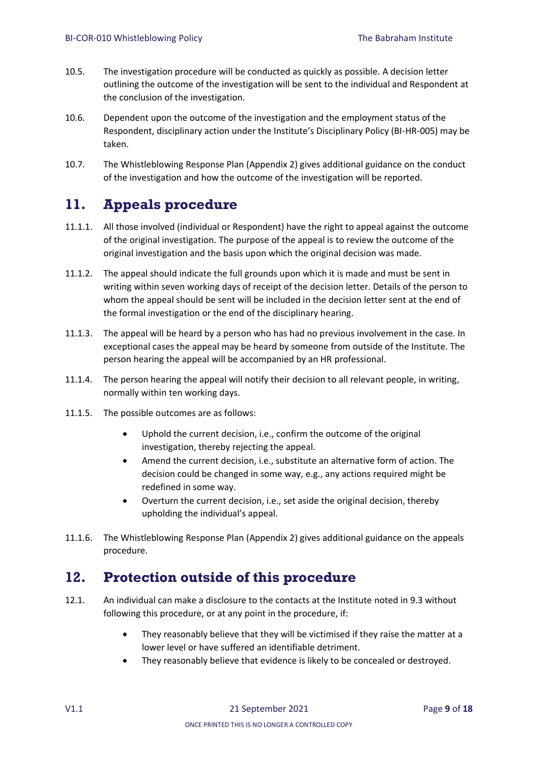10.5. The investigation procedure will be conducted as quickly as possible. A decision letter outlining the outcome of the investigation will be sent to the individual and Respondent at the conclusion of the investigation.

10.6. Dependent upon the outcome of the investigation and the employment status of the Respondent, disciplinary action under the Institute's Disciplinary Policy (BI-HR-005) may be taken.

10.7. The Whistleblowing Response Plan (Appendix 2) gives additional guidance on the conduct of the investigation and how the outcome of the investigation will be reported.

## 11. Appeals procedure

11.1.1. All those involved (individual or Respondent) have the right to appeal against the outcome of the original investigation. The purpose of the appeal is to review the outcome of the original investigation and the basis upon which the original decision was made.

11.1.2. The appeal should indicate the full grounds upon which it is made and must be sent in writing within seven working days of receipt of the decision letter. Details of the person to whom the appeal should be sent will be included in the decision letter sent at the end of the formal investigation or the end of the disciplinary hearing.

11.1.3. The appeal will be heard by a person who has had no previous involvement in the case. In exceptional cases the appeal may be heard by someone from outside of the Institute. The person hearing the appeal will be accompanied by an HR professional.

11.1.4. The person hearing the appeal will notify their decision to all relevant people, in writing, normally within ten working days.

11.1.5. The possible outcomes are as follows:

- Uphold the current decision, i.e., confirm the outcome of the original investigation, thereby rejecting the appeal.
- Amend the current decision, i.e., substitute an alternative form of action. The decision could be changed in some way, e.g., any actions required might be redefined in some way.
- Overturn the current decision, i.e., set aside the original decision, thereby upholding the individual's appeal.

11.1.6. The Whistleblowing Response Plan (Appendix 2) gives additional guidance on the appeals procedure.

## 12. Protection outside of this procedure

12.1. An individual can make a disclosure to the contacts at the Institute noted in 9.3 without following this procedure, or at any point in the procedure, if:

- They reasonably believe that they will be victimised if they raise the matter at a lower level or have suffered an identifiable detriment.
- They reasonably believe that evidence is likely to be concealed or destroyed.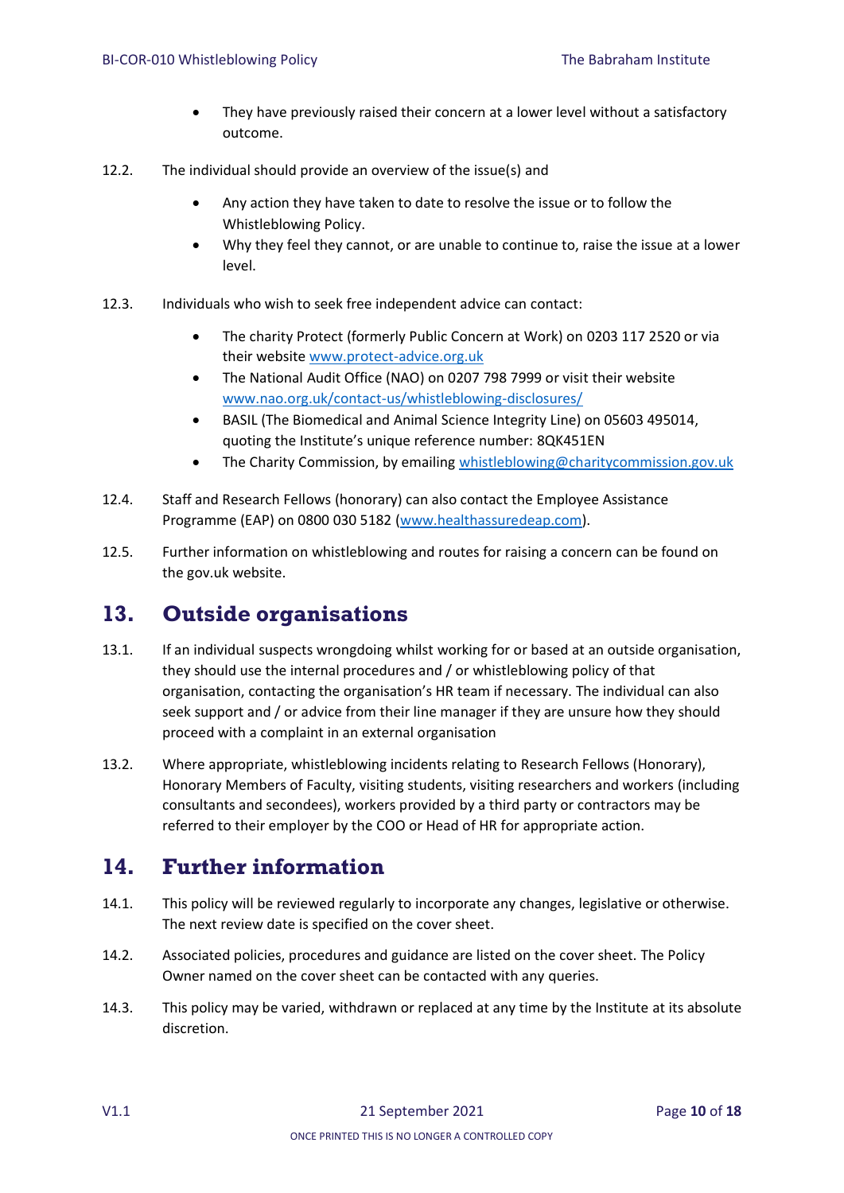- They have previously raised their concern at a lower level without a satisfactory outcome.

12.2. The individual should provide an overview of the issue(s) and

- Any action they have taken to date to resolve the issue or to follow the Whistleblowing Policy.
- Why they feel they cannot, or are unable to continue to, raise the issue at a lower level.

12.3. Individuals who wish to seek free independent advice can contact:

- The charity Protect (formerly Public Concern at Work) on 0203 117 2520 or via their website [www.protect-advice.org.uk](www.protect-advice.org.uk)
- The National Audit Office (NAO) on 0207 798 7999 or visit their website [www.nao.org.uk/contact-us/whistleblowing-disclosures/](www.nao.org.uk/contact-us/whistleblowing-disclosures/)
- BASIL (The Biomedical and Animal Science Integrity Line) on 05603 495014, quoting the Institute's unique reference number: 8QK451EN
- The Charity Commission, by emailing [whistleblowing@charitycommission.gov.uk](mailto:whistleblowing@charitycommission.gov.uk)

12.4. Staff and Research Fellows (honorary) can also contact the Employee Assistance Programme (EAP) on 0800 030 5182 ([www.healthassuredeap.com](www.healthassuredeap.com)).

12.5. Further information on whistleblowing and routes for raising a concern can be found on the gov.uk website.

## 13. Outside organisations

13.1. If an individual suspects wrongdoing whilst working for or based at an outside organisation, they should use the internal procedures and / or whistleblowing policy of that organisation, contacting the organisation's HR team if necessary. The individual can also seek support and / or advice from their line manager if they are unsure how they should proceed with a complaint in an external organisation

13.2. Where appropriate, whistleblowing incidents relating to Research Fellows (Honorary), Honorary Members of Faculty, visiting students, visiting researchers and workers (including consultants and secondees), workers provided by a third party or contractors may be referred to their employer by the COO or Head of HR for appropriate action.

## 14. Further information

14.1. This policy will be reviewed regularly to incorporate any changes, legislative or otherwise. The next review date is specified on the cover sheet.

14.2. Associated policies, procedures and guidance are listed on the cover sheet. The Policy Owner named on the cover sheet can be contacted with any queries.

14.3. This policy may be varied, withdrawn or replaced at any time by the Institute at its absolute discretion.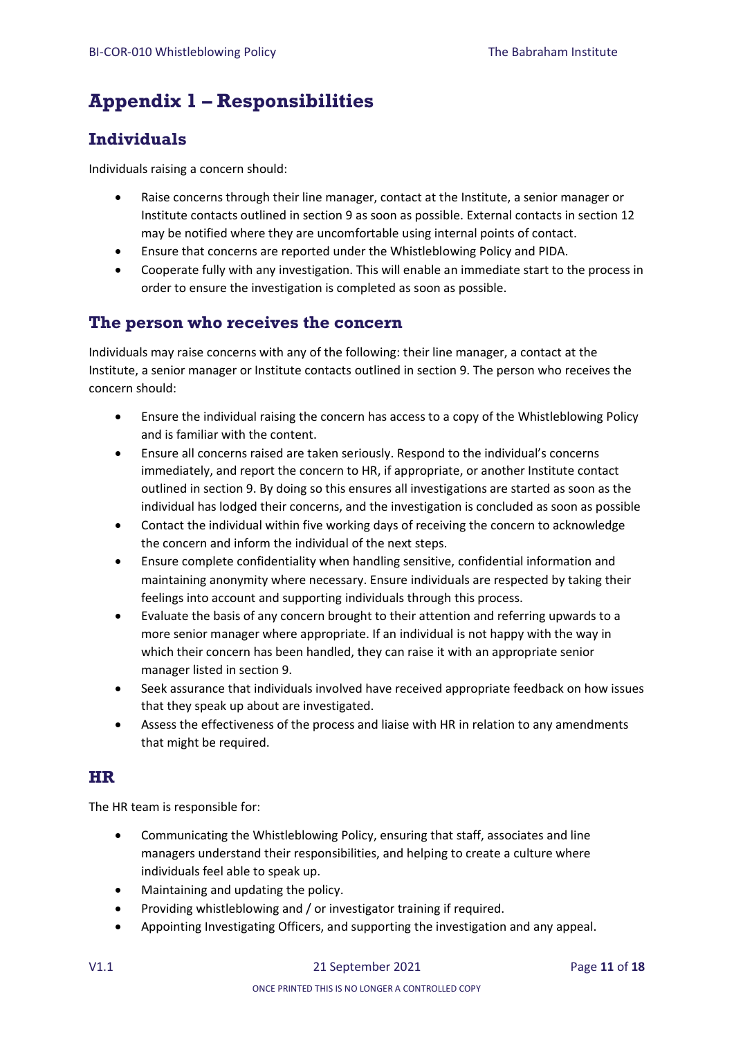# Appendix 1 – Responsibilities

## Individuals

Individuals raising a concern should:

- Raise concerns through their line manager, contact at the Institute, a senior manager or Institute contacts outlined in section 9 as soon as possible. External contacts in section 12 may be notified where they are uncomfortable using internal points of contact.
- Ensure that concerns are reported under the Whistleblowing Policy and PIDA.
- Cooperate fully with any investigation. This will enable an immediate start to the process in order to ensure the investigation is completed as soon as possible.

## The person who receives the concern

Individuals may raise concerns with any of the following: their line manager, a contact at the Institute, a senior manager or Institute contacts outlined in section 9. The person who receives the concern should:

- Ensure the individual raising the concern has access to a copy of the Whistleblowing Policy and is familiar with the content.
- Ensure all concerns raised are taken seriously. Respond to the individual's concerns immediately, and report the concern to HR, if appropriate, or another Institute contact outlined in section 9. By doing so this ensures all investigations are started as soon as the individual has lodged their concerns, and the investigation is concluded as soon as possible
- Contact the individual within five working days of receiving the concern to acknowledge the concern and inform the individual of the next steps.
- Ensure complete confidentiality when handling sensitive, confidential information and maintaining anonymity where necessary. Ensure individuals are respected by taking their feelings into account and supporting individuals through this process.
- Evaluate the basis of any concern brought to their attention and referring upwards to a more senior manager where appropriate. If an individual is not happy with the way in which their concern has been handled, they can raise it with an appropriate senior manager listed in section 9.
- Seek assurance that individuals involved have received appropriate feedback on how issues that they speak up about are investigated.
- Assess the effectiveness of the process and liaise with HR in relation to any amendments that might be required.

## HR

The HR team is responsible for:

- Communicating the Whistleblowing Policy, ensuring that staff, associates and line managers understand their responsibilities, and helping to create a culture where individuals feel able to speak up.
- Maintaining and updating the policy.
- Providing whistleblowing and / or investigator training if required.
- Appointing Investigating Officers, and supporting the investigation and any appeal.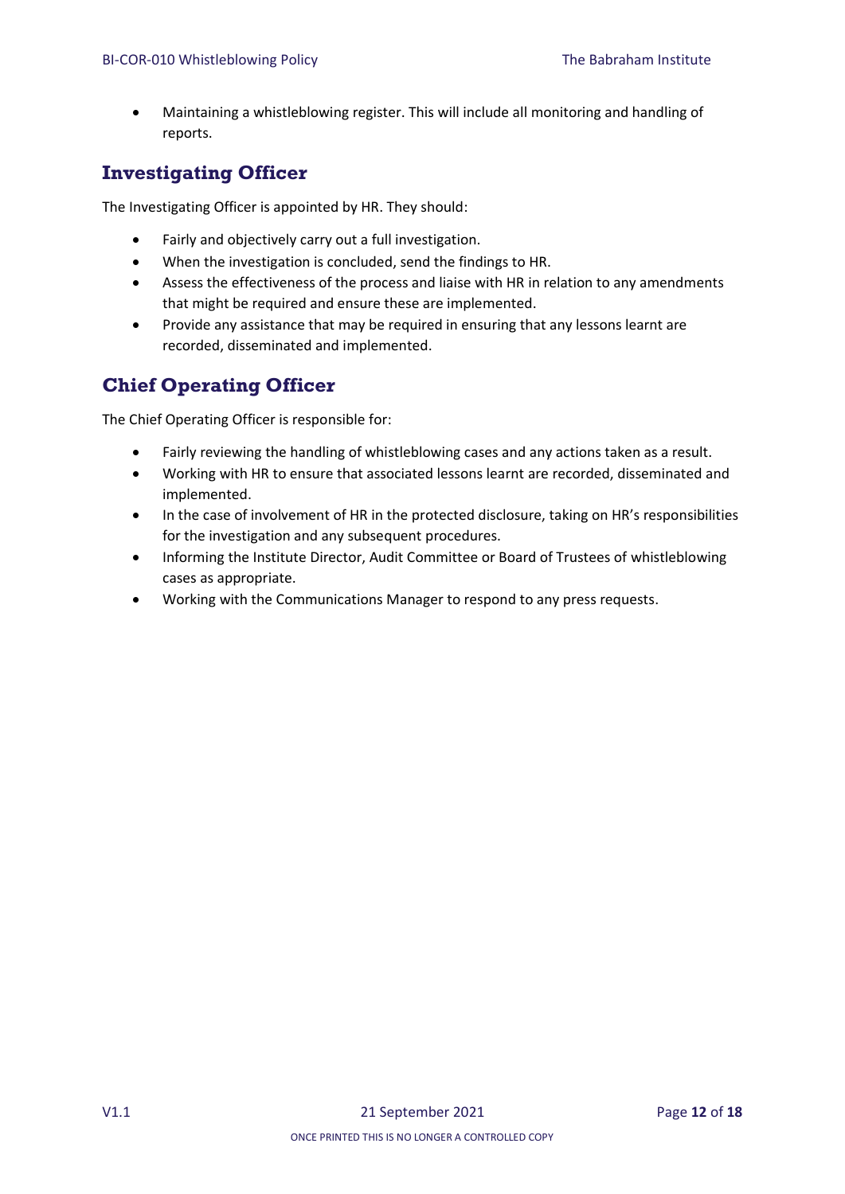- Maintaining a whistleblowing register. This will include all monitoring and handling of reports.

## Investigating Officer

The Investigating Officer is appointed by HR. They should:

- Fairly and objectively carry out a full investigation.
- When the investigation is concluded, send the findings to HR.
- Assess the effectiveness of the process and liaise with HR in relation to any amendments that might be required and ensure these are implemented.
- Provide any assistance that may be required in ensuring that any lessons learnt are recorded, disseminated and implemented.

## Chief Operating Officer

The Chief Operating Officer is responsible for:

- Fairly reviewing the handling of whistleblowing cases and any actions taken as a result.
- Working with HR to ensure that associated lessons learnt are recorded, disseminated and implemented.
- In the case of involvement of HR in the protected disclosure, taking on HR's responsibilities for the investigation and any subsequent procedures.
- Informing the Institute Director, Audit Committee or Board of Trustees of whistleblowing cases as appropriate.
- Working with the Communications Manager to respond to any press requests.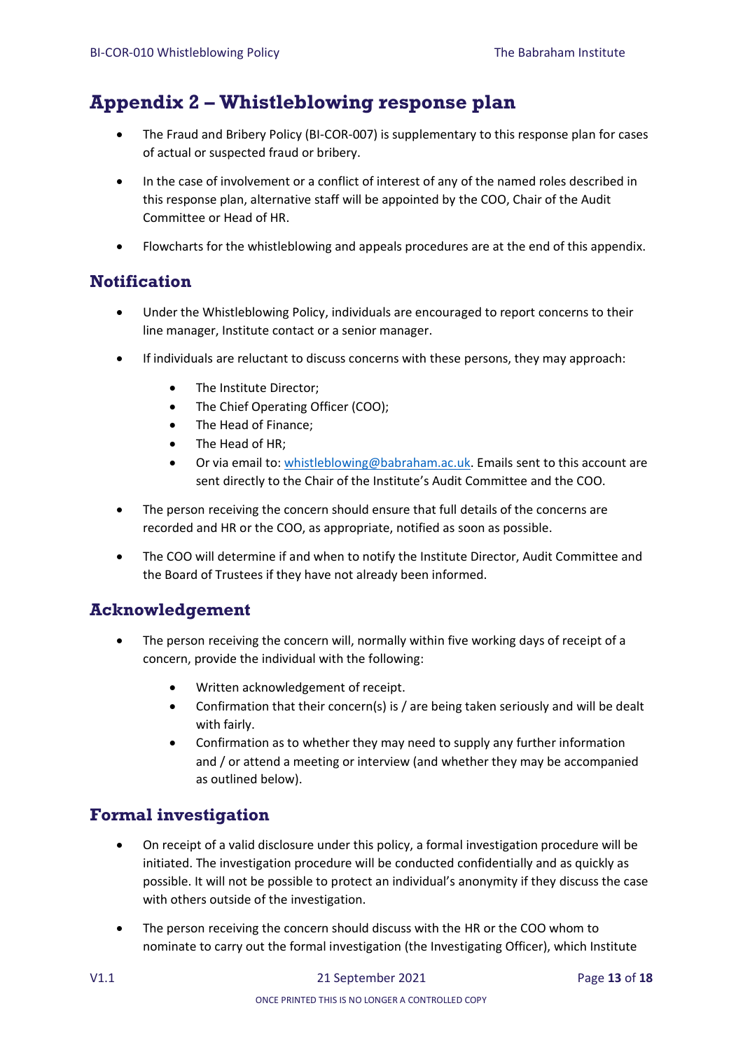# Appendix 2 – Whistleblowing response plan

- The Fraud and Bribery Policy (BI-COR-007) is supplementary to this response plan for cases of actual or suspected fraud or bribery.
- In the case of involvement or a conflict of interest of any of the named roles described in this response plan, alternative staff will be appointed by the COO, Chair of the Audit Committee or Head of HR.
- Flowcharts for the whistleblowing and appeals procedures are at the end of this appendix.

## Notification

- Under the Whistleblowing Policy, individuals are encouraged to report concerns to their line manager, Institute contact or a senior manager.
- If individuals are reluctant to discuss concerns with these persons, they may approach:
  - The Institute Director;
  - The Chief Operating Officer (COO);
  - The Head of Finance;
  - The Head of HR;
  - Or via email to: whistleblowing@babraham.ac.uk. Emails sent to this account are sent directly to the Chair of the Institute's Audit Committee and the COO.
- The person receiving the concern should ensure that full details of the concerns are recorded and HR or the COO, as appropriate, notified as soon as possible.
- The COO will determine if and when to notify the Institute Director, Audit Committee and the Board of Trustees if they have not already been informed.

## Acknowledgement

- The person receiving the concern will, normally within five working days of receipt of a concern, provide the individual with the following:
  - Written acknowledgement of receipt.
  - Confirmation that their concern(s) is / are being taken seriously and will be dealt with fairly.
  - Confirmation as to whether they may need to supply any further information and / or attend a meeting or interview (and whether they may be accompanied as outlined below).

## Formal investigation

- On receipt of a valid disclosure under this policy, a formal investigation procedure will be initiated. The investigation procedure will be conducted confidentially and as quickly as possible. It will not be possible to protect an individual's anonymity if they discuss the case with others outside of the investigation.
- The person receiving the concern should discuss with the HR or the COO whom to nominate to carry out the formal investigation (the Investigating Officer), which Institute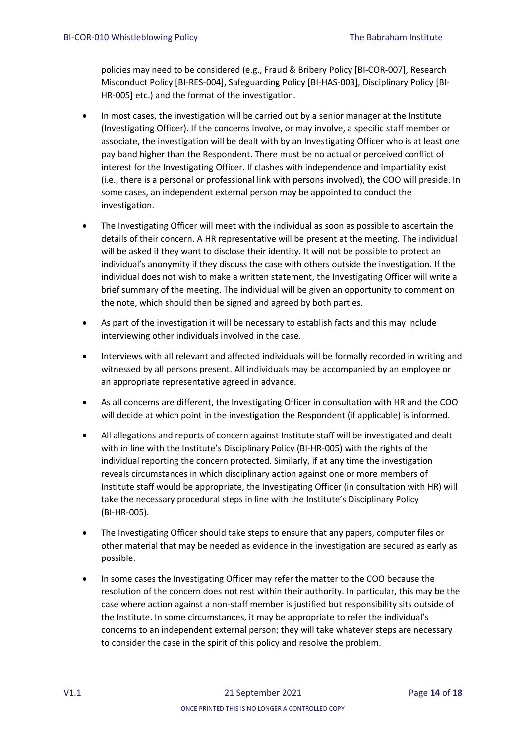policies may need to be considered (e.g., Fraud & Bribery Policy [BI-COR-007], Research Misconduct Policy [BI-RES-004], Safeguarding Policy [BI-HAS-003], Disciplinary Policy [BI-HR-005] etc.) and the format of the investigation.

- In most cases, the investigation will be carried out by a senior manager at the Institute (Investigating Officer). If the concerns involve, or may involve, a specific staff member or associate, the investigation will be dealt with by an Investigating Officer who is at least one pay band higher than the Respondent. There must be no actual or perceived conflict of interest for the Investigating Officer. If clashes with independence and impartiality exist (i.e., there is a personal or professional link with persons involved), the COO will preside. In some cases, an independent external person may be appointed to conduct the investigation.
- The Investigating Officer will meet with the individual as soon as possible to ascertain the details of their concern. A HR representative will be present at the meeting. The individual will be asked if they want to disclose their identity. It will not be possible to protect an individual's anonymity if they discuss the case with others outside the investigation. If the individual does not wish to make a written statement, the Investigating Officer will write a brief summary of the meeting. The individual will be given an opportunity to comment on the note, which should then be signed and agreed by both parties.
- As part of the investigation it will be necessary to establish facts and this may include interviewing other individuals involved in the case.
- Interviews with all relevant and affected individuals will be formally recorded in writing and witnessed by all persons present. All individuals may be accompanied by an employee or an appropriate representative agreed in advance.
- As all concerns are different, the Investigating Officer in consultation with HR and the COO will decide at which point in the investigation the Respondent (if applicable) is informed.
- All allegations and reports of concern against Institute staff will be investigated and dealt with in line with the Institute's Disciplinary Policy (BI-HR-005) with the rights of the individual reporting the concern protected. Similarly, if at any time the investigation reveals circumstances in which disciplinary action against one or more members of Institute staff would be appropriate, the Investigating Officer (in consultation with HR) will take the necessary procedural steps in line with the Institute's Disciplinary Policy (BI-HR-005).
- The Investigating Officer should take steps to ensure that any papers, computer files or other material that may be needed as evidence in the investigation are secured as early as possible.
- In some cases the Investigating Officer may refer the matter to the COO because the resolution of the concern does not rest within their authority. In particular, this may be the case where action against a non-staff member is justified but responsibility sits outside of the Institute. In some circumstances, it may be appropriate to refer the individual's concerns to an independent external person; they will take whatever steps are necessary to consider the case in the spirit of this policy and resolve the problem.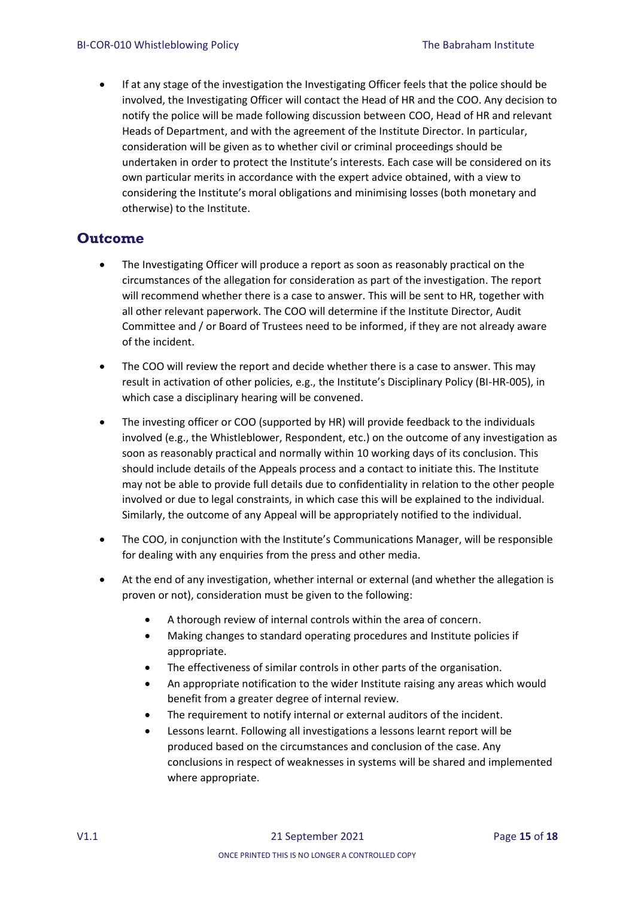- If at any stage of the investigation the Investigating Officer feels that the police should be involved, the Investigating Officer will contact the Head of HR and the COO. Any decision to notify the police will be made following discussion between COO, Head of HR and relevant Heads of Department, and with the agreement of the Institute Director. In particular, consideration will be given as to whether civil or criminal proceedings should be undertaken in order to protect the Institute's interests. Each case will be considered on its own particular merits in accordance with the expert advice obtained, with a view to considering the Institute's moral obligations and minimising losses (both monetary and otherwise) to the Institute.

## Outcome

- The Investigating Officer will produce a report as soon as reasonably practical on the circumstances of the allegation for consideration as part of the investigation. The report will recommend whether there is a case to answer. This will be sent to HR, together with all other relevant paperwork. The COO will determine if the Institute Director, Audit Committee and / or Board of Trustees need to be informed, if they are not already aware of the incident.
- The COO will review the report and decide whether there is a case to answer. This may result in activation of other policies, e.g., the Institute's Disciplinary Policy (BI-HR-005), in which case a disciplinary hearing will be convened.
- The investing officer or COO (supported by HR) will provide feedback to the individuals involved (e.g., the Whistleblower, Respondent, etc.) on the outcome of any investigation as soon as reasonably practical and normally within 10 working days of its conclusion. This should include details of the Appeals process and a contact to initiate this. The Institute may not be able to provide full details due to confidentiality in relation to the other people involved or due to legal constraints, in which case this will be explained to the individual. Similarly, the outcome of any Appeal will be appropriately notified to the individual.
- The COO, in conjunction with the Institute's Communications Manager, will be responsible for dealing with any enquiries from the press and other media.
- At the end of any investigation, whether internal or external (and whether the allegation is proven or not), consideration must be given to the following:
    - A thorough review of internal controls within the area of concern.
    - Making changes to standard operating procedures and Institute policies if appropriate.
    - The effectiveness of similar controls in other parts of the organisation.
    - An appropriate notification to the wider Institute raising any areas which would benefit from a greater degree of internal review.
    - The requirement to notify internal or external auditors of the incident.
    - Lessons learnt. Following all investigations a lessons learnt report will be produced based on the circumstances and conclusion of the case. Any conclusions in respect of weaknesses in systems will be shared and implemented where appropriate.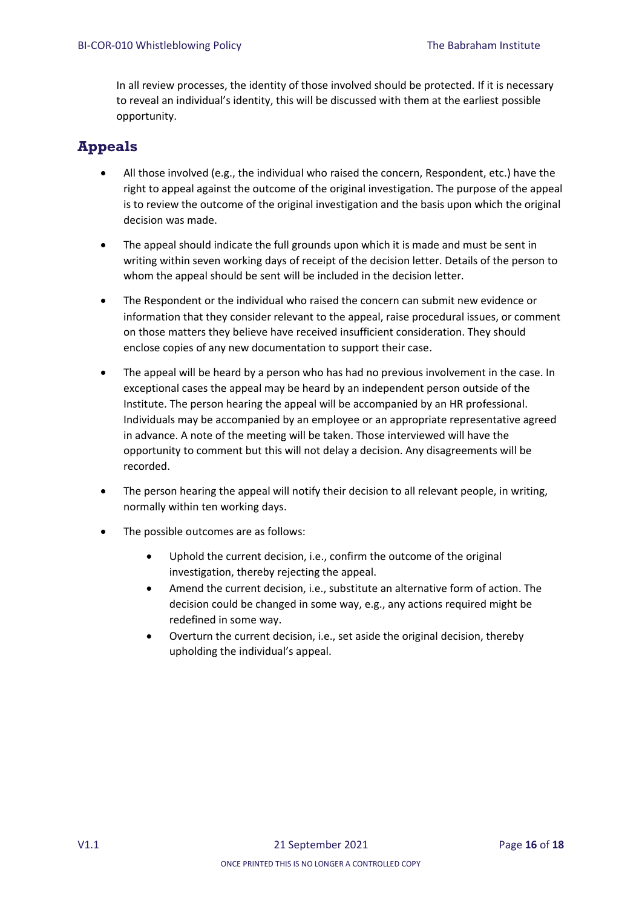In all review processes, the identity of those involved should be protected. If it is necessary to reveal an individual's identity, this will be discussed with them at the earliest possible opportunity.

## Appeals

- All those involved (e.g., the individual who raised the concern, Respondent, etc.) have the right to appeal against the outcome of the original investigation. The purpose of the appeal is to review the outcome of the original investigation and the basis upon which the original decision was made.
- The appeal should indicate the full grounds upon which it is made and must be sent in writing within seven working days of receipt of the decision letter. Details of the person to whom the appeal should be sent will be included in the decision letter.
- The Respondent or the individual who raised the concern can submit new evidence or information that they consider relevant to the appeal, raise procedural issues, or comment on those matters they believe have received insufficient consideration. They should enclose copies of any new documentation to support their case.
- The appeal will be heard by a person who has had no previous involvement in the case. In exceptional cases the appeal may be heard by an independent person outside of the Institute. The person hearing the appeal will be accompanied by an HR professional. Individuals may be accompanied by an employee or an appropriate representative agreed in advance. A note of the meeting will be taken. Those interviewed will have the opportunity to comment but this will not delay a decision. Any disagreements will be recorded.
- The person hearing the appeal will notify their decision to all relevant people, in writing, normally within ten working days.
- The possible outcomes are as follows:
    - Uphold the current decision, i.e., confirm the outcome of the original investigation, thereby rejecting the appeal.
    - Amend the current decision, i.e., substitute an alternative form of action. The decision could be changed in some way, e.g., any actions required might be redefined in some way.
    - Overturn the current decision, i.e., set aside the original decision, thereby upholding the individual's appeal.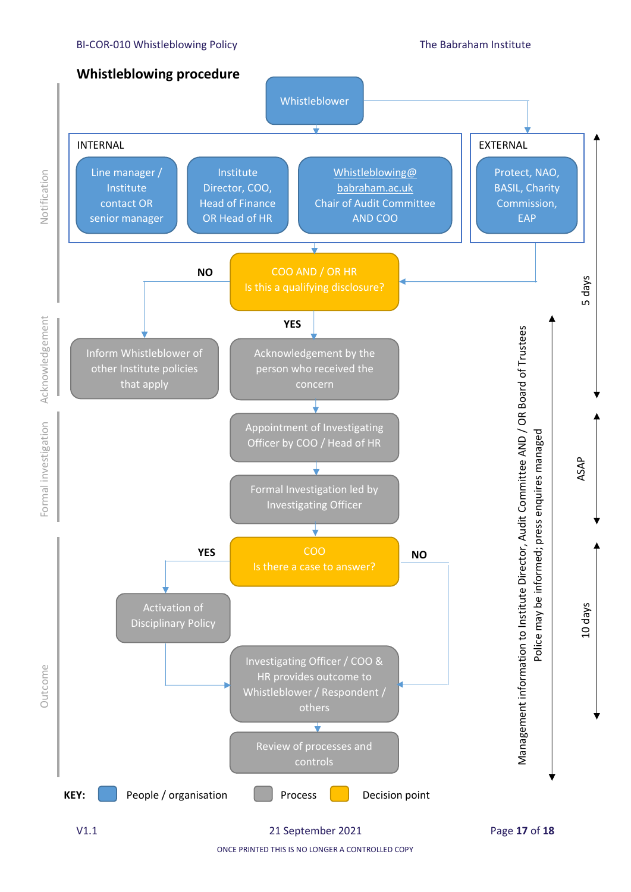## Whistleblowing procedure

**Notification**

Whistleblower

INTERNAL

- Line manager / Institute contact OR senior manager
- Institute Director, COO, Head of Finance OR Head of HR
- Whistleblowing@babraham.ac.uk Chair of Audit Committee AND COO

EXTERNAL

- Protect, NAO, BASIL, Charity Commission, EAP

COO AND / OR HR
Is this a qualifying disclosure?

- NO → Inform Whistleblower of other Institute policies that apply
- YES → Acknowledgement by the person who received the concern

**Acknowledgement**

Acknowledgement by the person who received the concern

**Formal investigation**

Appointment of Investigating Officer by COO / Head of HR

Formal Investigation led by Investigating Officer

**Outcome**

COO
Is there a case to answer?

- YES → Activation of Disciplinary Policy → Investigating Officer / COO & HR provides outcome to Whistleblower / Respondent / others
- NO → Investigating Officer / COO & HR provides outcome to Whistleblower / Respondent / others

Review of processes and controls

Timescales: 5 days (Notification and Acknowledgement); ASAP (Formal investigation); 10 days (Outcome)

Management information to Institute Director, Audit Committee AND / OR Board of Trustees
Police may be informed; press enquires managed

KEY: People / organisation | Process | Decision point

V1.1 21 September 2021

ONCE PRINTED THIS IS NO LONGER A CONTROLLED COPY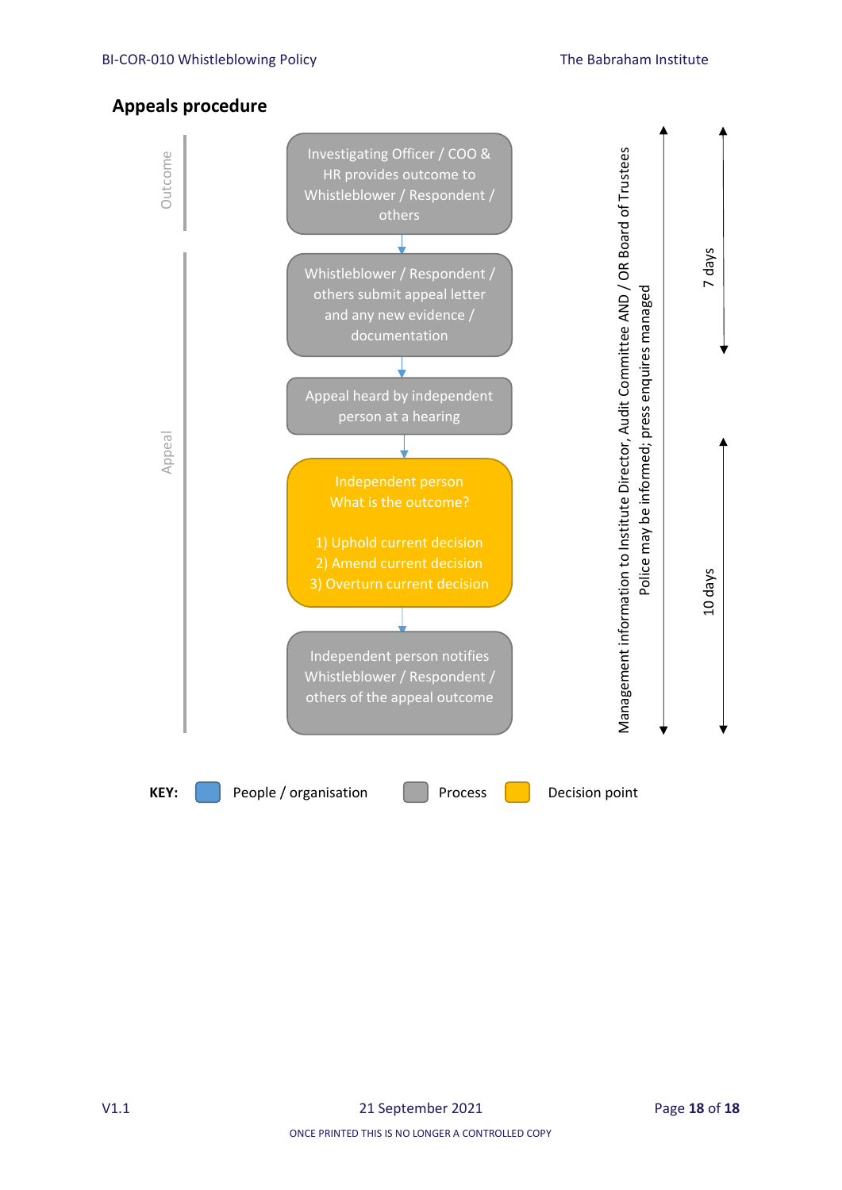## Appeals procedure

Outcome

Investigating Officer / COO & HR provides outcome to Whistleblower / Respondent / others

Appeal

Whistleblower / Respondent / others submit appeal letter and any new evidence / documentation

Appeal heard by independent person at a hearing

Independent person
What is the outcome?

1) Uphold current decision
2) Amend current decision
3) Overturn current decision

Independent person notifies Whistleblower / Respondent / others of the appeal outcome

Management information to Institute Director, Audit Committee AND / OR Board of Trustees

Police may be informed; press enquires managed

7 days

10 days

**KEY:** People / organisation  Process  Decision point